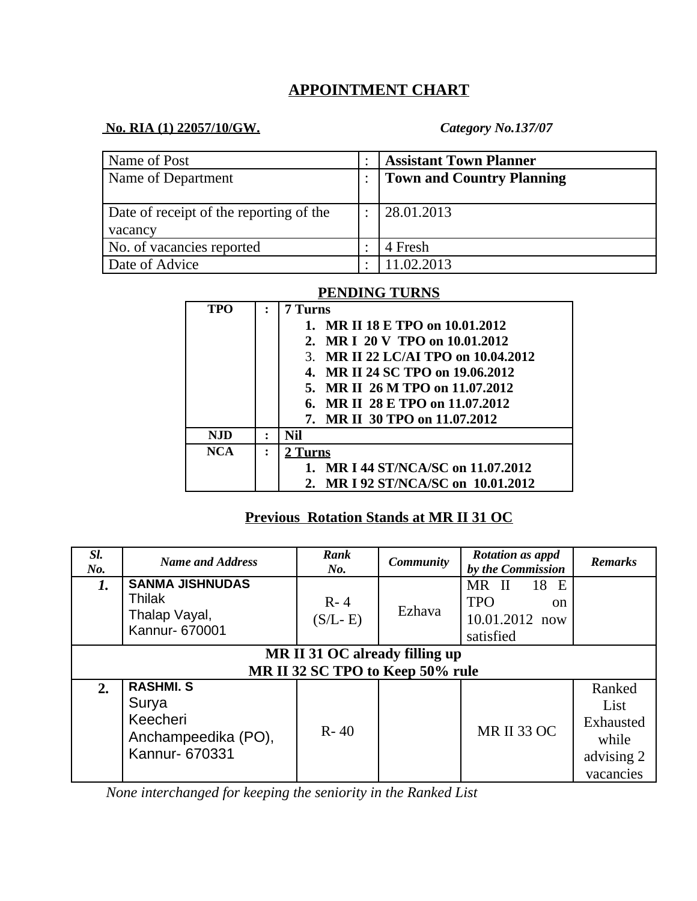# APPOINTMENT CHART

**No. RIA (1) 22057/10/GW.** *Category No.137/07*

| | | |
|---|---|---|
| Name of Post | : | **Assistant Town Planner** |
| Name of Department | : | **Town and Country Planning** |
| Date of receipt of the reporting of the vacancy | : | 28.01.2013 |
| No. of vacancies reported | : | 4 Fresh |
| Date of Advice | : | 11.02.2013 |

## PENDING TURNS

| | | |
|---|---|---|
| **TPO** | **:** | **7 Turns**<br>1. **MR II 18 E TPO on 10.01.2012**<br>2. **MR I 20 V TPO on 10.01.2012**<br>3. **MR II 22 LC/AI TPO on 10.04.2012**<br>4. **MR II 24 SC TPO on 19.06.2012**<br>5. **MR II 26 M TPO on 11.07.2012**<br>6. **MR II 28 E TPO on 11.07.2012**<br>7. **MR II 30 TPO on 11.07.2012** |
| **NJD** | **:** | **Nil** |
| **NCA** | **:** | **2 Turns**<br>1. **MR I 44 ST/NCA/SC on 11.07.2012**<br>2. **MR I 92 ST/NCA/SC on 10.01.2012** |

**Previous Rotation Stands at MR II 31 OC**

| *Sl. No.* | *Name and Address* | *Rank No.* | *Community* | *Rotation as appd by the Commission* | *Remarks* |
|---|---|---|---|---|---|
| **1.** | **SANMA JISHNUDAS**<br>Thilak<br>Thalap Vayal,<br>Kannur- 670001 | R- 4<br>(S/L- E) | Ezhava | MR II 18 E TPO on 10.01.2012 now satisfied | |
| **MR II 31 OC already filling up<br>MR II 32 SC TPO to Keep 50% rule** | | | | | |
| **2.** | **RASHMI. S**<br>Surya<br>Keecheri<br>Anchampeedika (PO),<br>Kannur- 670331 | R- 40 | | MR II 33 OC | Ranked List Exhausted while advising 2 vacancies |

*None interchanged for keeping the seniority in the Ranked List*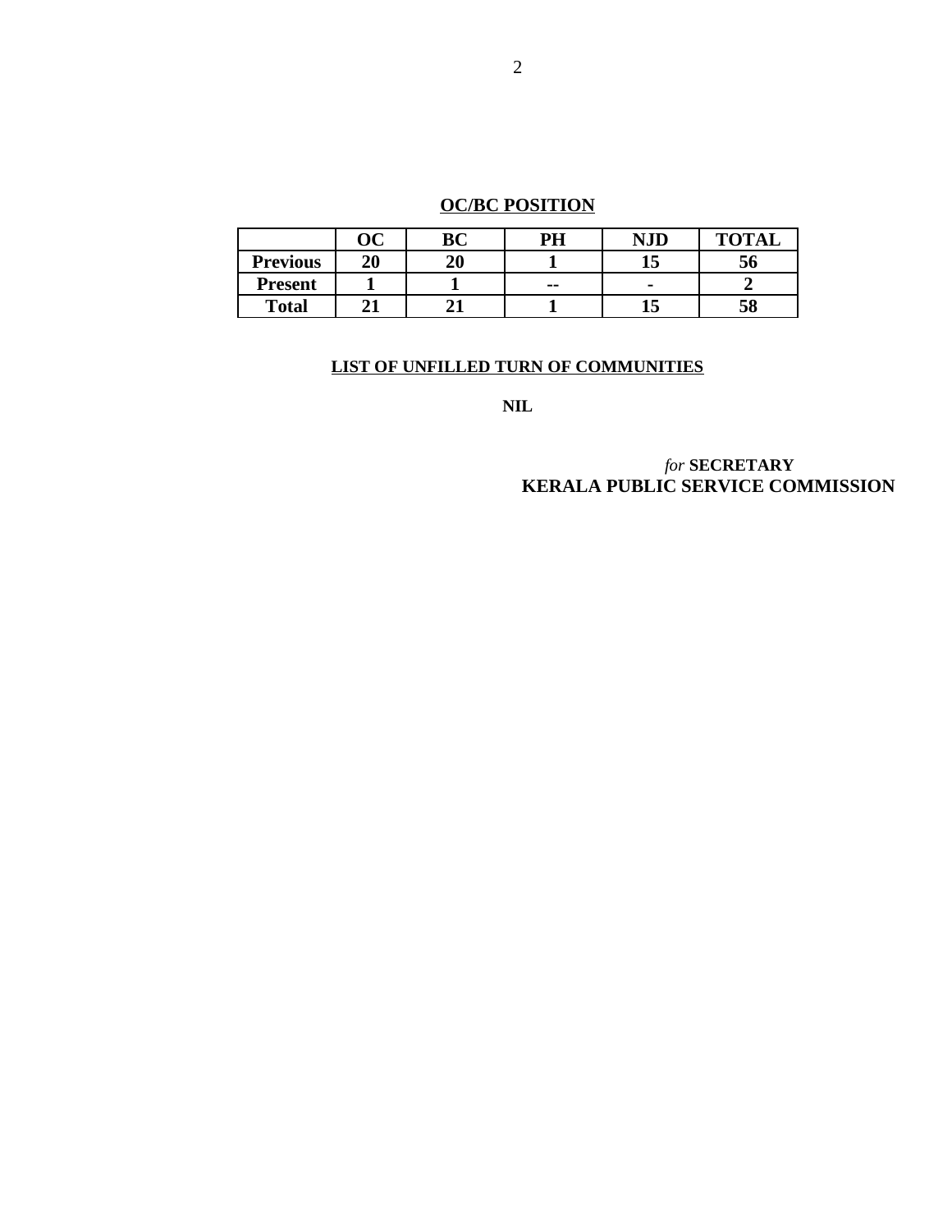**OC/BC POSITION**

| | OC | BC | PH | NJD | TOTAL |
|---|---|---|---|---|---|
| **Previous** | **20** | **20** | **1** | **15** | **56** |
| **Present** | **1** | **1** | **--** | **-** | **2** |
| **Total** | **21** | **21** | **1** | **15** | **58** |

**LIST OF UNFILLED TURN OF COMMUNITIES**

**NIL**

*for* **SECRETARY**
**KERALA PUBLIC SERVICE COMMISSION**